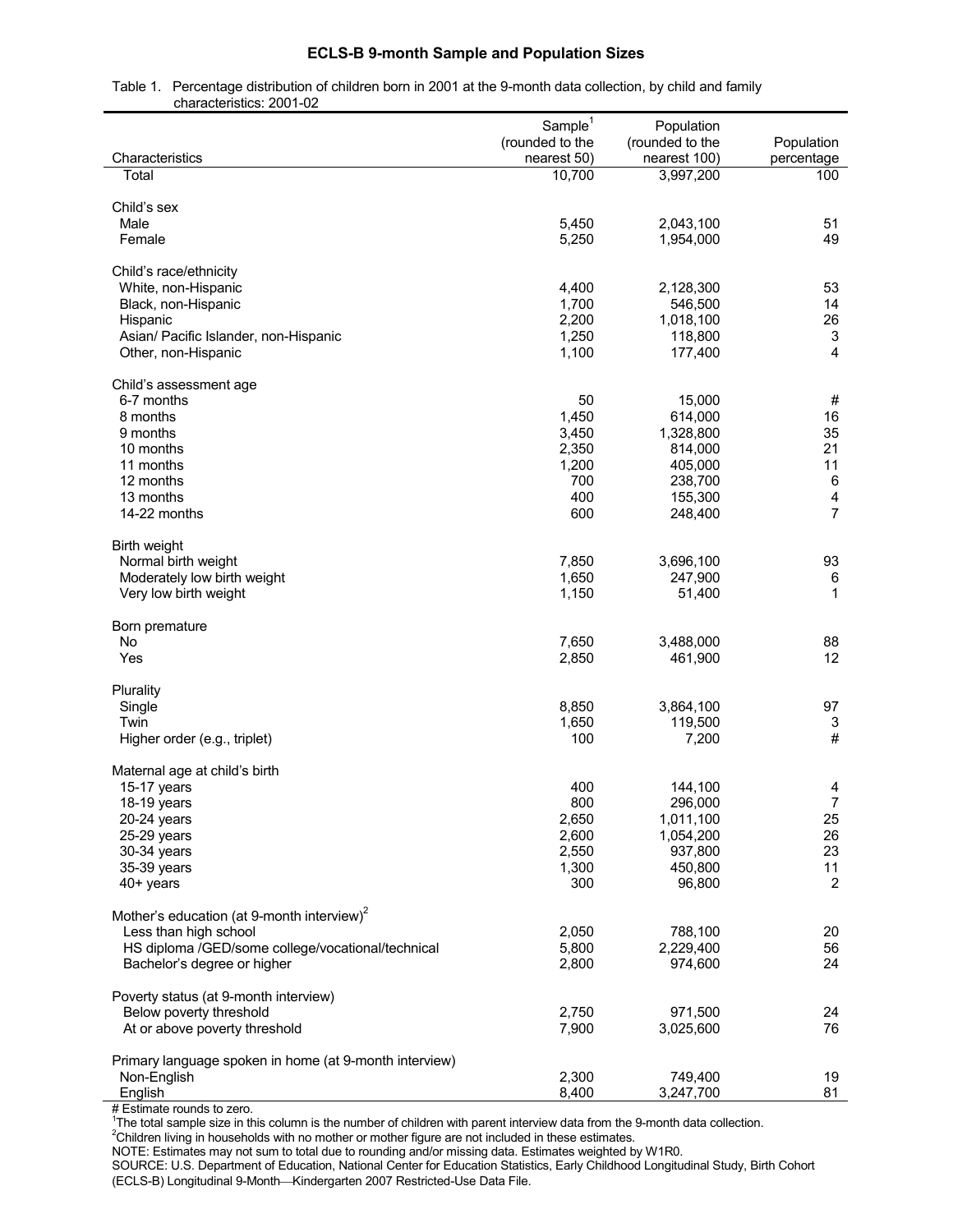# ECLS-B 9-month Sample and Population Sizes

Table 1. Percentage distribution of children born in 2001 at the 9-month data collection, by child and family characteristics: 2001-02

| Characteristics | Sample[1] (rounded to the nearest 50) | Population (rounded to the nearest 100) | Population percentage |
|---|---|---|---|
| Total | 10,700 | 3,997,200 | 100 |
| **Child's sex** | | | |
| Male | 5,450 | 2,043,100 | 51 |
| Female | 5,250 | 1,954,000 | 49 |
| **Child's race/ethnicity** | | | |
| White, non-Hispanic | 4,400 | 2,128,300 | 53 |
| Black, non-Hispanic | 1,700 | 546,500 | 14 |
| Hispanic | 2,200 | 1,018,100 | 26 |
| Asian/ Pacific Islander, non-Hispanic | 1,250 | 118,800 | 3 |
| Other, non-Hispanic | 1,100 | 177,400 | 4 |
| **Child's assessment age** | | | |
| 6-7 months | 50 | 15,000 | # |
| 8 months | 1,450 | 614,000 | 16 |
| 9 months | 3,450 | 1,328,800 | 35 |
| 10 months | 2,350 | 814,000 | 21 |
| 11 months | 1,200 | 405,000 | 11 |
| 12 months | 700 | 238,700 | 6 |
| 13 months | 400 | 155,300 | 4 |
| 14-22 months | 600 | 248,400 | 7 |
| **Birth weight** | | | |
| Normal birth weight | 7,850 | 3,696,100 | 93 |
| Moderately low birth weight | 1,650 | 247,900 | 6 |
| Very low birth weight | 1,150 | 51,400 | 1 |
| **Born premature** | | | |
| No | 7,650 | 3,488,000 | 88 |
| Yes | 2,850 | 461,900 | 12 |
| **Plurality** | | | |
| Single | 8,850 | 3,864,100 | 97 |
| Twin | 1,650 | 119,500 | 3 |
| Higher order (e.g., triplet) | 100 | 7,200 | # |
| **Maternal age at child's birth** | | | |
| 15-17 years | 400 | 144,100 | 4 |
| 18-19 years | 800 | 296,000 | 7 |
| 20-24 years | 2,650 | 1,011,100 | 25 |
| 25-29 years | 2,600 | 1,054,200 | 26 |
| 30-34 years | 2,550 | 937,800 | 23 |
| 35-39 years | 1,300 | 450,800 | 11 |
| 40+ years | 300 | 96,800 | 2 |
| **Mother's education (at 9-month interview)[2]** | | | |
| Less than high school | 2,050 | 788,100 | 20 |
| HS diploma /GED/some college/vocational/technical | 5,800 | 2,229,400 | 56 |
| Bachelor's degree or higher | 2,800 | 974,600 | 24 |
| **Poverty status (at 9-month interview)** | | | |
| Below poverty threshold | 2,750 | 971,500 | 24 |
| At or above poverty threshold | 7,900 | 3,025,600 | 76 |
| **Primary language spoken in home (at 9-month interview)** | | | |
| Non-English | 2,300 | 749,400 | 19 |
| English | 8,400 | 3,247,700 | 81 |

# Estimate rounds to zero.

[1] The total sample size in this column is the number of children with parent interview data from the 9-month data collection.

[2] Children living in households with no mother or mother figure are not included in these estimates.

NOTE: Estimates may not sum to total due to rounding and/or missing data. Estimates weighted by W1R0.

SOURCE: U.S. Department of Education, National Center for Education Statistics, Early Childhood Longitudinal Study, Birth Cohort (ECLS-B) Longitudinal 9-Month—Kindergarten 2007 Restricted-Use Data File.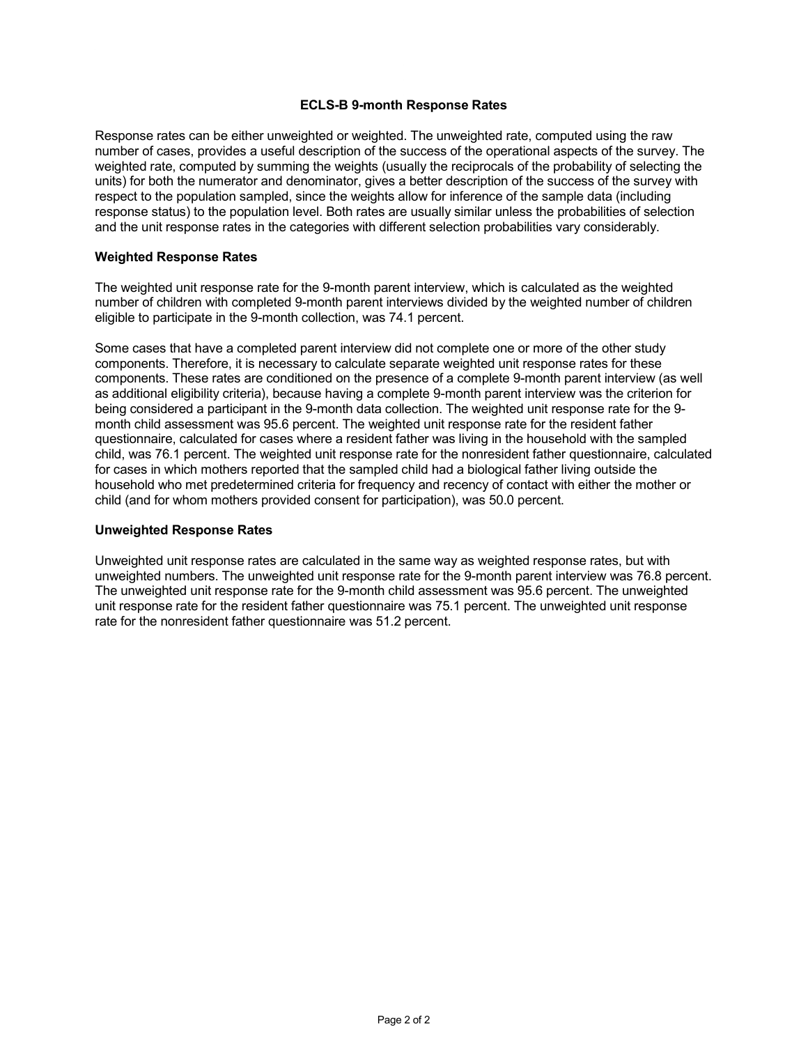## ECLS-B 9-month Response Rates

Response rates can be either unweighted or weighted. The unweighted rate, computed using the raw number of cases, provides a useful description of the success of the operational aspects of the survey. The weighted rate, computed by summing the weights (usually the reciprocals of the probability of selecting the units) for both the numerator and denominator, gives a better description of the success of the survey with respect to the population sampled, since the weights allow for inference of the sample data (including response status) to the population level. Both rates are usually similar unless the probabilities of selection and the unit response rates in the categories with different selection probabilities vary considerably.

### Weighted Response Rates

The weighted unit response rate for the 9-month parent interview, which is calculated as the weighted number of children with completed 9-month parent interviews divided by the weighted number of children eligible to participate in the 9-month collection, was 74.1 percent.

Some cases that have a completed parent interview did not complete one or more of the other study components. Therefore, it is necessary to calculate separate weighted unit response rates for these components. These rates are conditioned on the presence of a complete 9-month parent interview (as well as additional eligibility criteria), because having a complete 9-month parent interview was the criterion for being considered a participant in the 9-month data collection. The weighted unit response rate for the 9-month child assessment was 95.6 percent. The weighted unit response rate for the resident father questionnaire, calculated for cases where a resident father was living in the household with the sampled child, was 76.1 percent. The weighted unit response rate for the nonresident father questionnaire, calculated for cases in which mothers reported that the sampled child had a biological father living outside the household who met predetermined criteria for frequency and recency of contact with either the mother or child (and for whom mothers provided consent for participation), was 50.0 percent.

### Unweighted Response Rates

Unweighted unit response rates are calculated in the same way as weighted response rates, but with unweighted numbers. The unweighted unit response rate for the 9-month parent interview was 76.8 percent. The unweighted unit response rate for the 9-month child assessment was 95.6 percent. The unweighted unit response rate for the resident father questionnaire was 75.1 percent. The unweighted unit response rate for the nonresident father questionnaire was 51.2 percent.